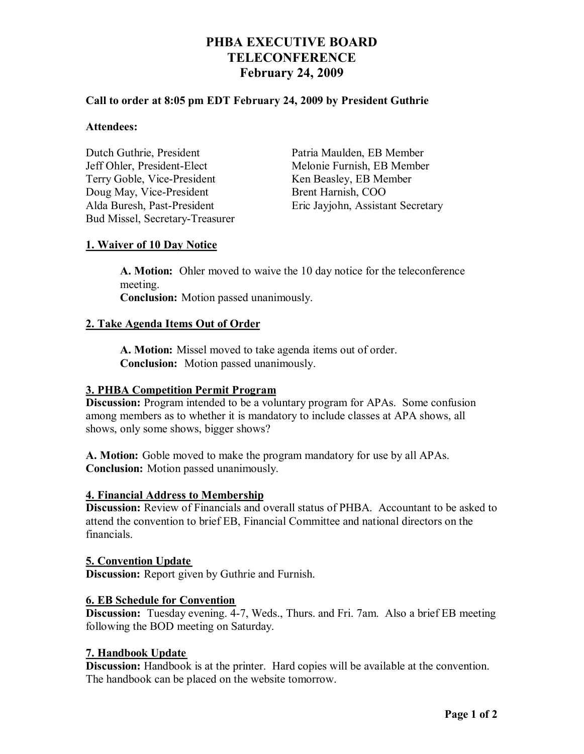# PHBA EXECUTIVE BOARD TELECONFERENCE February 24, 2009

**Call to order at 8:05 pm EDT February 24, 2009 by President Guthrie**

**Attendees:**

Dutch Guthrie, President
Jeff Ohler, President-Elect
Terry Goble, Vice-President
Doug May, Vice-President
Alda Buresh, Past-President
Bud Missel, Secretary-Treasurer
Patria Maulden, EB Member
Melonie Furnish, EB Member
Ken Beasley, EB Member
Brent Harnish, COO
Eric Jayjohn, Assistant Secretary

## 1. Waiver of 10 Day Notice

**A. Motion:** Ohler moved to waive the 10 day notice for the teleconference meeting.
**Conclusion:** Motion passed unanimously.

## 2. Take Agenda Items Out of Order

**A. Motion:** Missel moved to take agenda items out of order.
**Conclusion:** Motion passed unanimously.

## 3. PHBA Competition Permit Program

**Discussion:** Program intended to be a voluntary program for APAs. Some confusion among members as to whether it is mandatory to include classes at APA shows, all shows, only some shows, bigger shows?

**A. Motion:** Goble moved to make the program mandatory for use by all APAs.
**Conclusion:** Motion passed unanimously.

## 4. Financial Address to Membership

**Discussion:** Review of Financials and overall status of PHBA. Accountant to be asked to attend the convention to brief EB, Financial Committee and national directors on the financials.

## 5. Convention Update

**Discussion:** Report given by Guthrie and Furnish.

## 6. EB Schedule for Convention

**Discussion:** Tuesday evening. 4-7, Weds., Thurs. and Fri. 7am. Also a brief EB meeting following the BOD meeting on Saturday.

## 7. Handbook Update

**Discussion:** Handbook is at the printer. Hard copies will be available at the convention. The handbook can be placed on the website tomorrow.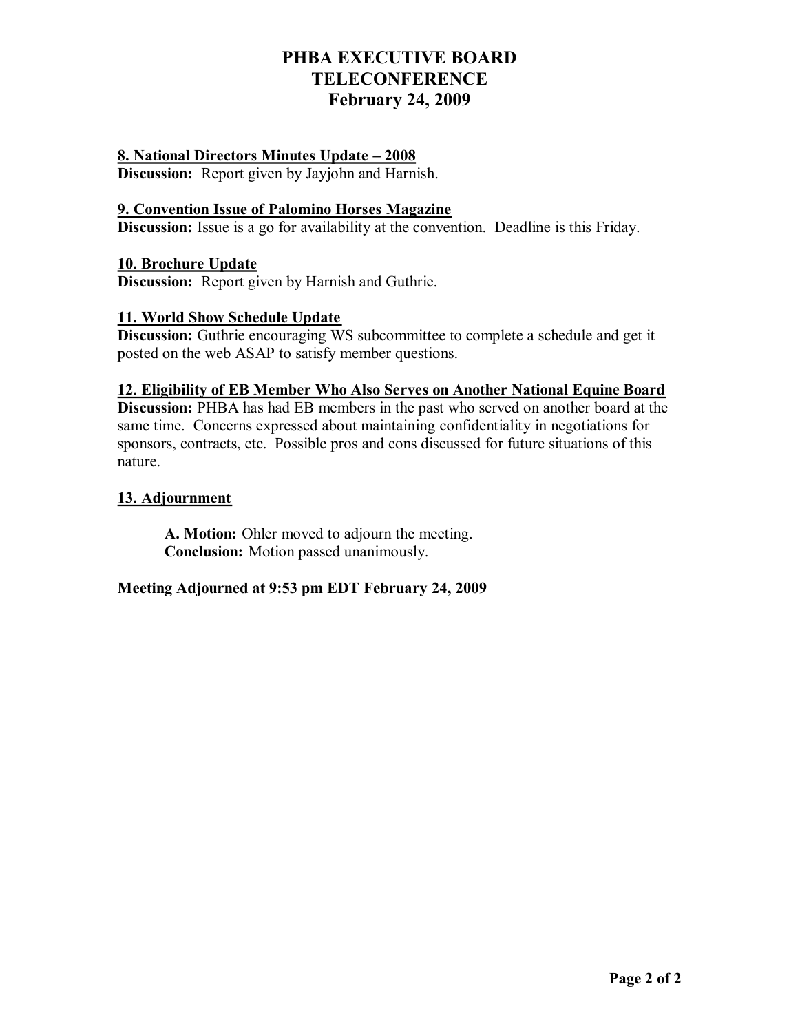# PHBA EXECUTIVE BOARD TELECONFERENCE February 24, 2009

**8. National Directors Minutes Update – 2008**
**Discussion:** Report given by Jayjohn and Harnish.

**9. Convention Issue of Palomino Horses Magazine**
**Discussion:** Issue is a go for availability at the convention. Deadline is this Friday.

**10. Brochure Update**
**Discussion:** Report given by Harnish and Guthrie.

**11. World Show Schedule Update**
**Discussion:** Guthrie encouraging WS subcommittee to complete a schedule and get it posted on the web ASAP to satisfy member questions.

**12. Eligibility of EB Member Who Also Serves on Another National Equine Board**
**Discussion:** PHBA has had EB members in the past who served on another board at the same time. Concerns expressed about maintaining confidentiality in negotiations for sponsors, contracts, etc. Possible pros and cons discussed for future situations of this nature.

**13. Adjournment**

> **A. Motion:** Ohler moved to adjourn the meeting.
> **Conclusion:** Motion passed unanimously.

**Meeting Adjourned at 9:53 pm EDT February 24, 2009**